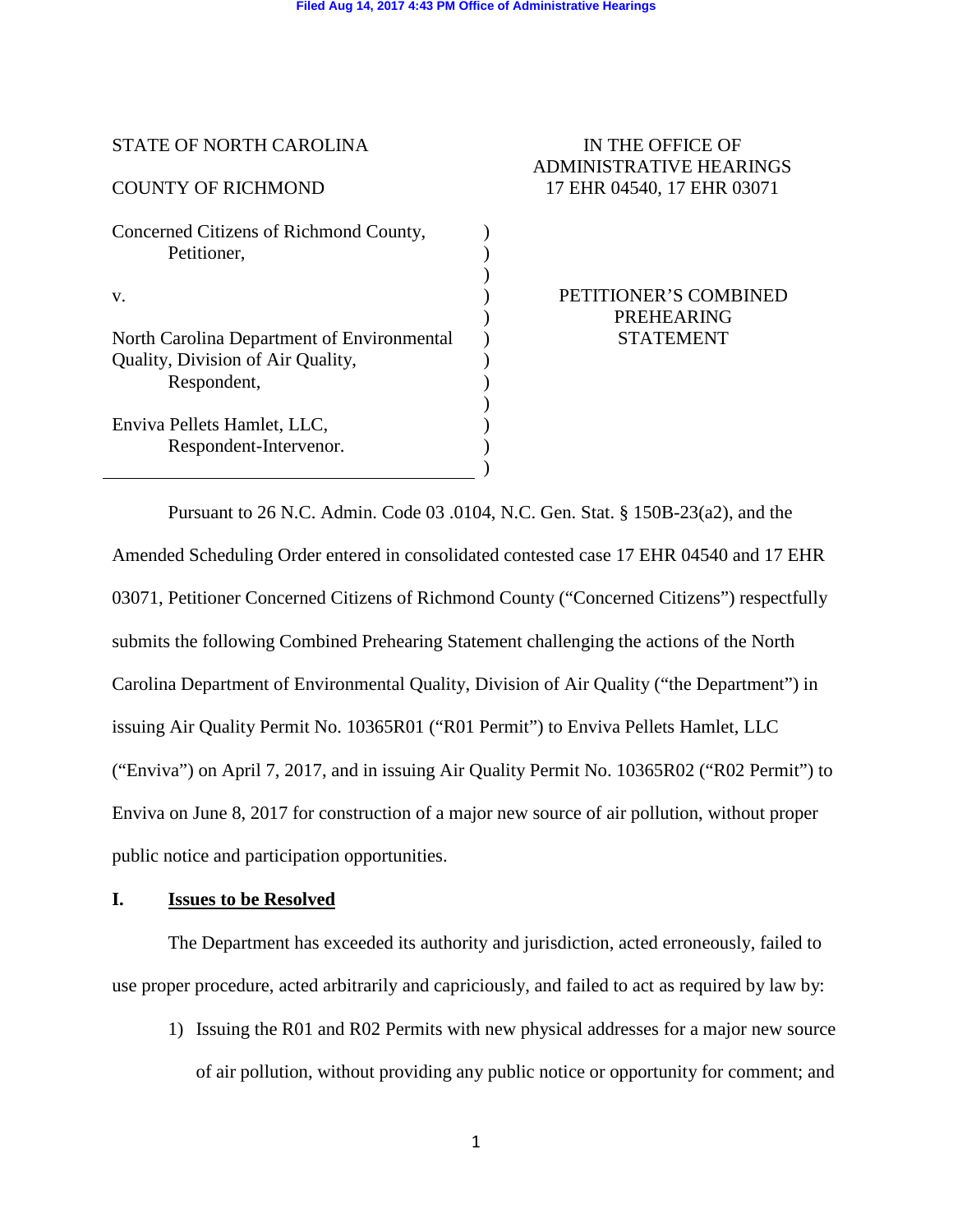Filed Aug 14, 2017 4:43 PM Office of Administrative Hearings

STATE OF NORTH CAROLINA

COUNTY OF RICHMOND

IN THE OFFICE OF ADMINISTRATIVE HEARINGS
17 EHR 04540, 17 EHR 03071

Concerned Citizens of Richmond County,
Petitioner,

v.

North Carolina Department of Environmental Quality, Division of Air Quality,
Respondent,

Enviva Pellets Hamlet, LLC,
Respondent-Intervenor.

PETITIONER'S COMBINED PREHEARING STATEMENT

Pursuant to 26 N.C. Admin. Code 03 .0104, N.C. Gen. Stat. § 150B-23(a2), and the Amended Scheduling Order entered in consolidated contested case 17 EHR 04540 and 17 EHR 03071, Petitioner Concerned Citizens of Richmond County ("Concerned Citizens") respectfully submits the following Combined Prehearing Statement challenging the actions of the North Carolina Department of Environmental Quality, Division of Air Quality ("the Department") in issuing Air Quality Permit No. 10365R01 ("R01 Permit") to Enviva Pellets Hamlet, LLC ("Enviva") on April 7, 2017, and in issuing Air Quality Permit No. 10365R02 ("R02 Permit") to Enviva on June 8, 2017 for construction of a major new source of air pollution, without proper public notice and participation opportunities.

## I. Issues to be Resolved

The Department has exceeded its authority and jurisdiction, acted erroneously, failed to use proper procedure, acted arbitrarily and capriciously, and failed to act as required by law by:

1) Issuing the R01 and R02 Permits with new physical addresses for a major new source of air pollution, without providing any public notice or opportunity for comment; and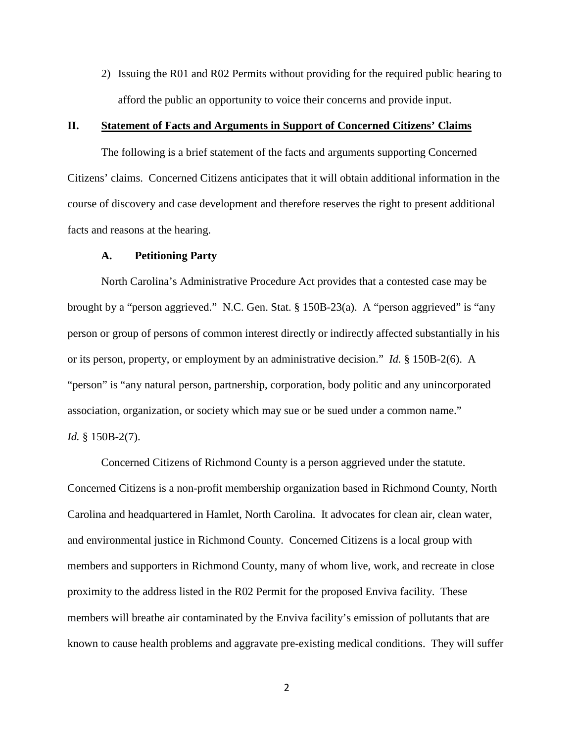2) Issuing the R01 and R02 Permits without providing for the required public hearing to afford the public an opportunity to voice their concerns and provide input.

## II. Statement of Facts and Arguments in Support of Concerned Citizens' Claims

The following is a brief statement of the facts and arguments supporting Concerned Citizens' claims. Concerned Citizens anticipates that it will obtain additional information in the course of discovery and case development and therefore reserves the right to present additional facts and reasons at the hearing.

### A. Petitioning Party

North Carolina's Administrative Procedure Act provides that a contested case may be brought by a "person aggrieved." N.C. Gen. Stat. § 150B-23(a). A "person aggrieved" is "any person or group of persons of common interest directly or indirectly affected substantially in his or its person, property, or employment by an administrative decision." *Id.* § 150B-2(6). A "person" is "any natural person, partnership, corporation, body politic and any unincorporated association, organization, or society which may sue or be sued under a common name." *Id.* § 150B-2(7).

Concerned Citizens of Richmond County is a person aggrieved under the statute. Concerned Citizens is a non-profit membership organization based in Richmond County, North Carolina and headquartered in Hamlet, North Carolina. It advocates for clean air, clean water, and environmental justice in Richmond County. Concerned Citizens is a local group with members and supporters in Richmond County, many of whom live, work, and recreate in close proximity to the address listed in the R02 Permit for the proposed Enviva facility. These members will breathe air contaminated by the Enviva facility's emission of pollutants that are known to cause health problems and aggravate pre-existing medical conditions. They will suffer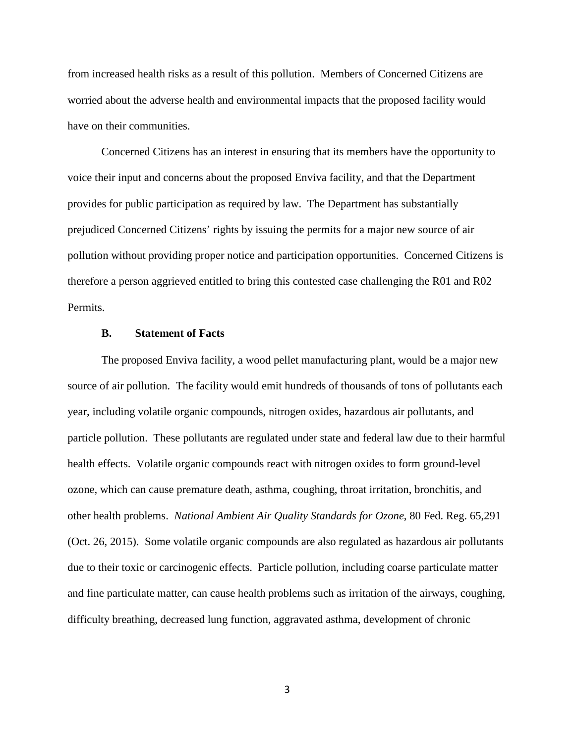from increased health risks as a result of this pollution. Members of Concerned Citizens are worried about the adverse health and environmental impacts that the proposed facility would have on their communities.

Concerned Citizens has an interest in ensuring that its members have the opportunity to voice their input and concerns about the proposed Enviva facility, and that the Department provides for public participation as required by law. The Department has substantially prejudiced Concerned Citizens' rights by issuing the permits for a major new source of air pollution without providing proper notice and participation opportunities. Concerned Citizens is therefore a person aggrieved entitled to bring this contested case challenging the R01 and R02 Permits.

### B. Statement of Facts

The proposed Enviva facility, a wood pellet manufacturing plant, would be a major new source of air pollution. The facility would emit hundreds of thousands of tons of pollutants each year, including volatile organic compounds, nitrogen oxides, hazardous air pollutants, and particle pollution. These pollutants are regulated under state and federal law due to their harmful health effects. Volatile organic compounds react with nitrogen oxides to form ground-level ozone, which can cause premature death, asthma, coughing, throat irritation, bronchitis, and other health problems. *National Ambient Air Quality Standards for Ozone*, 80 Fed. Reg. 65,291 (Oct. 26, 2015). Some volatile organic compounds are also regulated as hazardous air pollutants due to their toxic or carcinogenic effects. Particle pollution, including coarse particulate matter and fine particulate matter, can cause health problems such as irritation of the airways, coughing, difficulty breathing, decreased lung function, aggravated asthma, development of chronic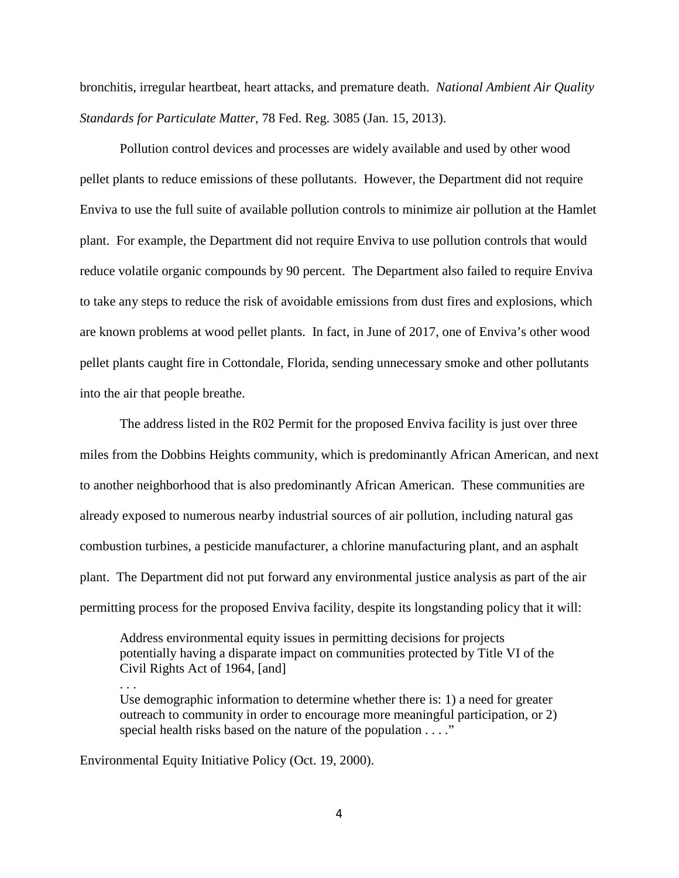bronchitis, irregular heartbeat, heart attacks, and premature death. *National Ambient Air Quality Standards for Particulate Matter*, 78 Fed. Reg. 3085 (Jan. 15, 2013).

Pollution control devices and processes are widely available and used by other wood pellet plants to reduce emissions of these pollutants. However, the Department did not require Enviva to use the full suite of available pollution controls to minimize air pollution at the Hamlet plant. For example, the Department did not require Enviva to use pollution controls that would reduce volatile organic compounds by 90 percent. The Department also failed to require Enviva to take any steps to reduce the risk of avoidable emissions from dust fires and explosions, which are known problems at wood pellet plants. In fact, in June of 2017, one of Enviva's other wood pellet plants caught fire in Cottondale, Florida, sending unnecessary smoke and other pollutants into the air that people breathe.

The address listed in the R02 Permit for the proposed Enviva facility is just over three miles from the Dobbins Heights community, which is predominantly African American, and next to another neighborhood that is also predominantly African American. These communities are already exposed to numerous nearby industrial sources of air pollution, including natural gas combustion turbines, a pesticide manufacturer, a chlorine manufacturing plant, and an asphalt plant. The Department did not put forward any environmental justice analysis as part of the air permitting process for the proposed Enviva facility, despite its longstanding policy that it will:

> Address environmental equity issues in permitting decisions for projects potentially having a disparate impact on communities protected by Title VI of the Civil Rights Act of 1964, [and]
>
> . . .
>
> Use demographic information to determine whether there is: 1) a need for greater outreach to community in order to encourage more meaningful participation, or 2) special health risks based on the nature of the population . . . ."

Environmental Equity Initiative Policy (Oct. 19, 2000).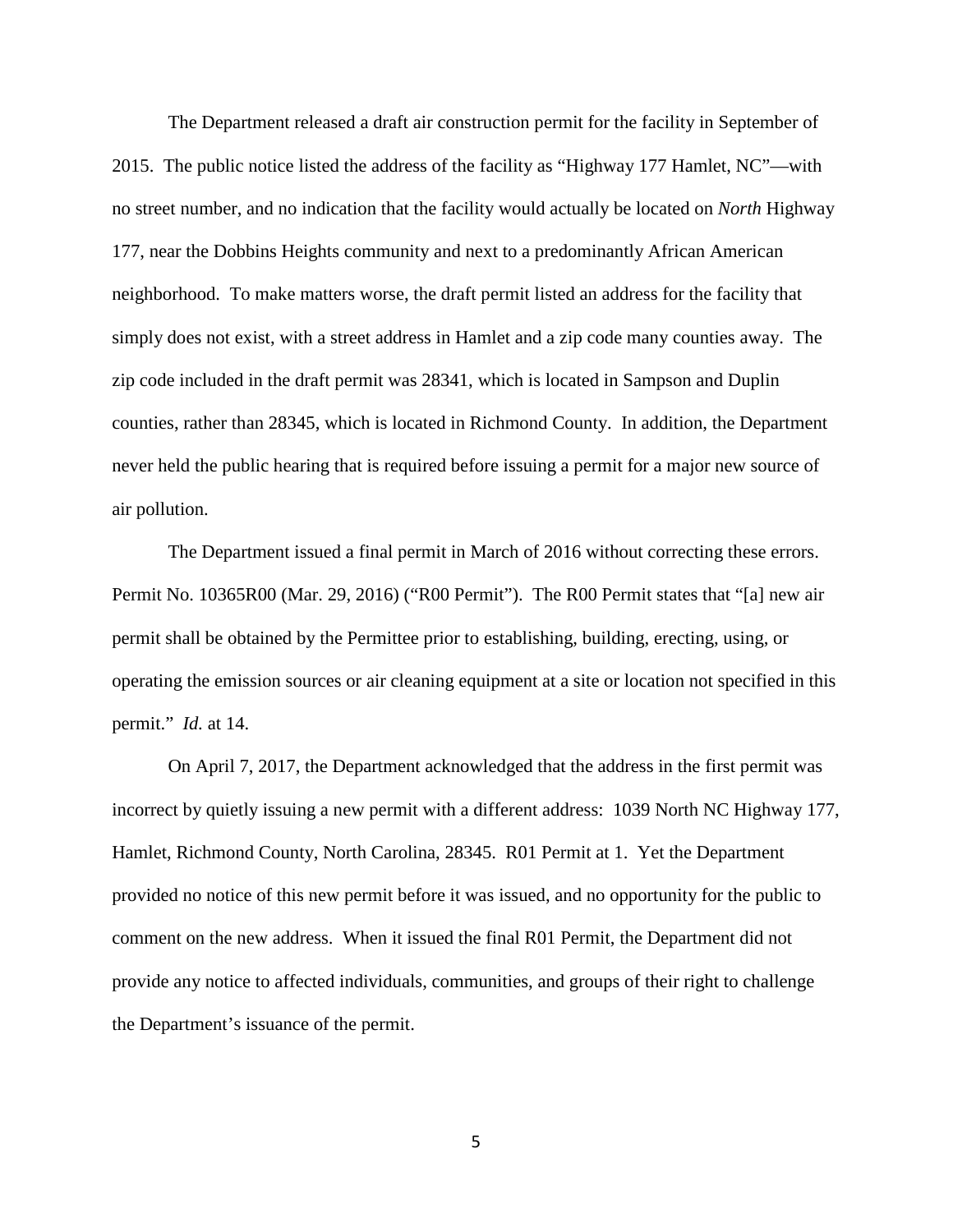The Department released a draft air construction permit for the facility in September of 2015. The public notice listed the address of the facility as "Highway 177 Hamlet, NC"—with no street number, and no indication that the facility would actually be located on *North* Highway 177, near the Dobbins Heights community and next to a predominantly African American neighborhood. To make matters worse, the draft permit listed an address for the facility that simply does not exist, with a street address in Hamlet and a zip code many counties away. The zip code included in the draft permit was 28341, which is located in Sampson and Duplin counties, rather than 28345, which is located in Richmond County. In addition, the Department never held the public hearing that is required before issuing a permit for a major new source of air pollution.

The Department issued a final permit in March of 2016 without correcting these errors. Permit No. 10365R00 (Mar. 29, 2016) ("R00 Permit"). The R00 Permit states that "[a] new air permit shall be obtained by the Permittee prior to establishing, building, erecting, using, or operating the emission sources or air cleaning equipment at a site or location not specified in this permit." *Id.* at 14.

On April 7, 2017, the Department acknowledged that the address in the first permit was incorrect by quietly issuing a new permit with a different address: 1039 North NC Highway 177, Hamlet, Richmond County, North Carolina, 28345. R01 Permit at 1. Yet the Department provided no notice of this new permit before it was issued, and no opportunity for the public to comment on the new address. When it issued the final R01 Permit, the Department did not provide any notice to affected individuals, communities, and groups of their right to challenge the Department's issuance of the permit.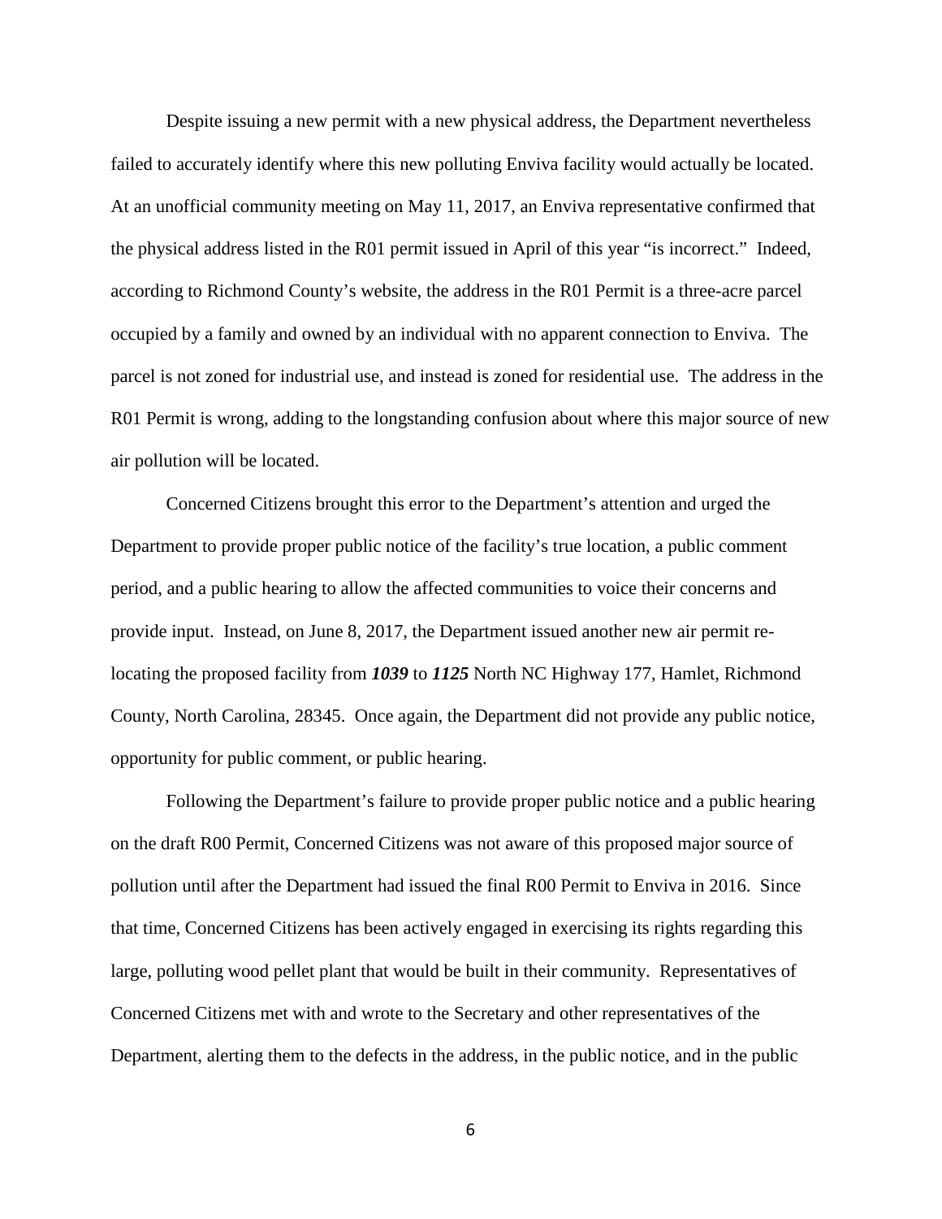Despite issuing a new permit with a new physical address, the Department nevertheless failed to accurately identify where this new polluting Enviva facility would actually be located. At an unofficial community meeting on May 11, 2017, an Enviva representative confirmed that the physical address listed in the R01 permit issued in April of this year "is incorrect." Indeed, according to Richmond County's website, the address in the R01 Permit is a three-acre parcel occupied by a family and owned by an individual with no apparent connection to Enviva. The parcel is not zoned for industrial use, and instead is zoned for residential use. The address in the R01 Permit is wrong, adding to the longstanding confusion about where this major source of new air pollution will be located.

Concerned Citizens brought this error to the Department's attention and urged the Department to provide proper public notice of the facility's true location, a public comment period, and a public hearing to allow the affected communities to voice their concerns and provide input. Instead, on June 8, 2017, the Department issued another new air permit re-locating the proposed facility from ***1039*** to ***1125*** North NC Highway 177, Hamlet, Richmond County, North Carolina, 28345. Once again, the Department did not provide any public notice, opportunity for public comment, or public hearing.

Following the Department's failure to provide proper public notice and a public hearing on the draft R00 Permit, Concerned Citizens was not aware of this proposed major source of pollution until after the Department had issued the final R00 Permit to Enviva in 2016. Since that time, Concerned Citizens has been actively engaged in exercising its rights regarding this large, polluting wood pellet plant that would be built in their community. Representatives of Concerned Citizens met with and wrote to the Secretary and other representatives of the Department, alerting them to the defects in the address, in the public notice, and in the public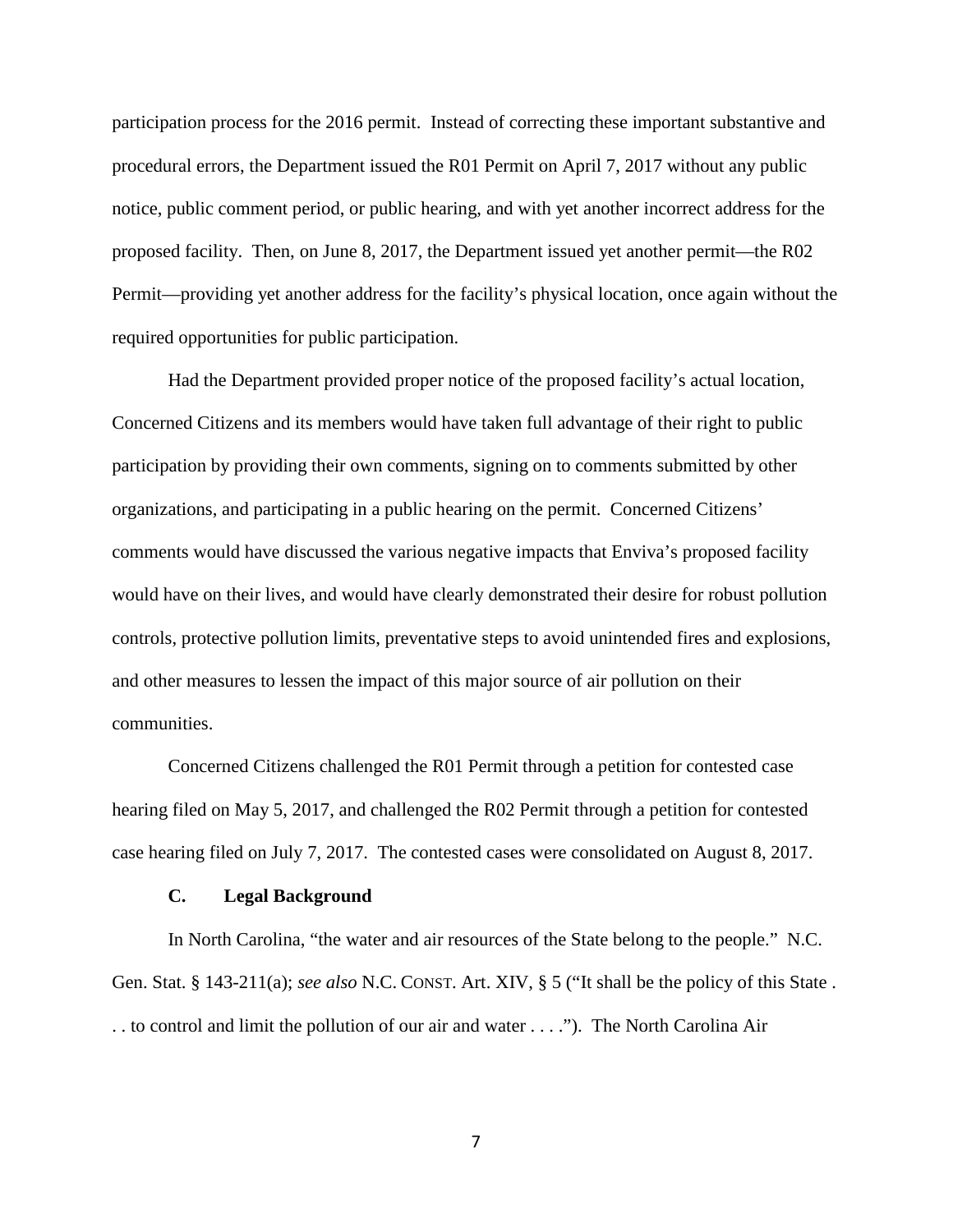participation process for the 2016 permit. Instead of correcting these important substantive and procedural errors, the Department issued the R01 Permit on April 7, 2017 without any public notice, public comment period, or public hearing, and with yet another incorrect address for the proposed facility. Then, on June 8, 2017, the Department issued yet another permit—the R02 Permit—providing yet another address for the facility's physical location, once again without the required opportunities for public participation.

Had the Department provided proper notice of the proposed facility's actual location, Concerned Citizens and its members would have taken full advantage of their right to public participation by providing their own comments, signing on to comments submitted by other organizations, and participating in a public hearing on the permit. Concerned Citizens' comments would have discussed the various negative impacts that Enviva's proposed facility would have on their lives, and would have clearly demonstrated their desire for robust pollution controls, protective pollution limits, preventative steps to avoid unintended fires and explosions, and other measures to lessen the impact of this major source of air pollution on their communities.

Concerned Citizens challenged the R01 Permit through a petition for contested case hearing filed on May 5, 2017, and challenged the R02 Permit through a petition for contested case hearing filed on July 7, 2017. The contested cases were consolidated on August 8, 2017.

### C. Legal Background

In North Carolina, "the water and air resources of the State belong to the people." N.C. Gen. Stat. § 143-211(a); *see also* N.C. CONST. Art. XIV, § 5 ("It shall be the policy of this State . . . to control and limit the pollution of our air and water . . . ."). The North Carolina Air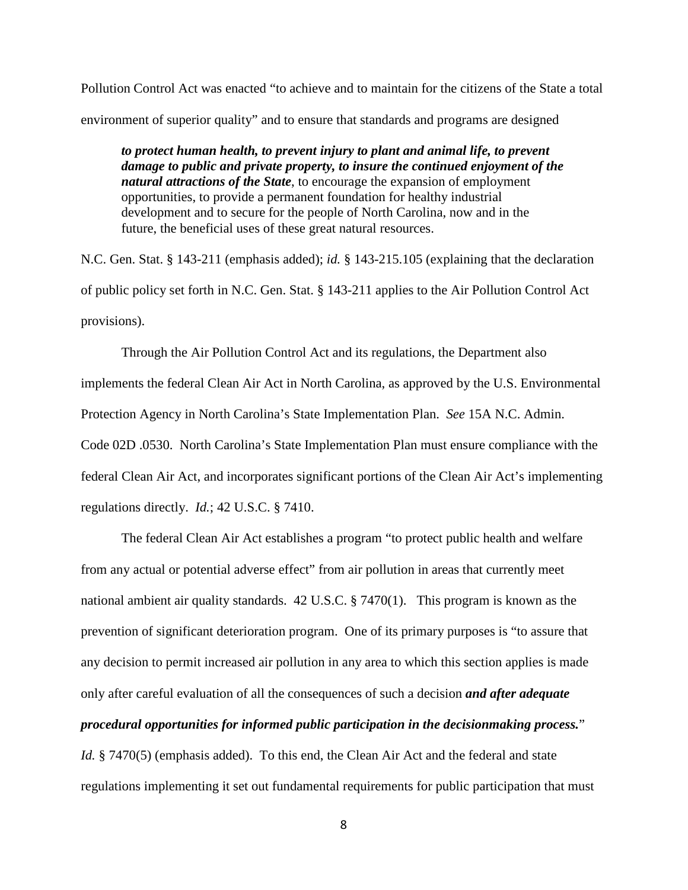Pollution Control Act was enacted "to achieve and to maintain for the citizens of the State a total environment of superior quality" and to ensure that standards and programs are designed

> ***to protect human health, to prevent injury to plant and animal life, to prevent damage to public and private property, to insure the continued enjoyment of the natural attractions of the State***, to encourage the expansion of employment opportunities, to provide a permanent foundation for healthy industrial development and to secure for the people of North Carolina, now and in the future, the beneficial uses of these great natural resources.

N.C. Gen. Stat. § 143-211 (emphasis added); *id.* § 143-215.105 (explaining that the declaration of public policy set forth in N.C. Gen. Stat. § 143-211 applies to the Air Pollution Control Act provisions).

Through the Air Pollution Control Act and its regulations, the Department also implements the federal Clean Air Act in North Carolina, as approved by the U.S. Environmental Protection Agency in North Carolina's State Implementation Plan. *See* 15A N.C. Admin. Code 02D .0530. North Carolina's State Implementation Plan must ensure compliance with the federal Clean Air Act, and incorporates significant portions of the Clean Air Act's implementing regulations directly. *Id.*; 42 U.S.C. § 7410.

The federal Clean Air Act establishes a program "to protect public health and welfare from any actual or potential adverse effect" from air pollution in areas that currently meet national ambient air quality standards. 42 U.S.C. § 7470(1). This program is known as the prevention of significant deterioration program. One of its primary purposes is "to assure that any decision to permit increased air pollution in any area to which this section applies is made only after careful evaluation of all the consequences of such a decision ***and after adequate procedural opportunities for informed public participation in the decisionmaking process.***" *Id.* § 7470(5) (emphasis added). To this end, the Clean Air Act and the federal and state regulations implementing it set out fundamental requirements for public participation that must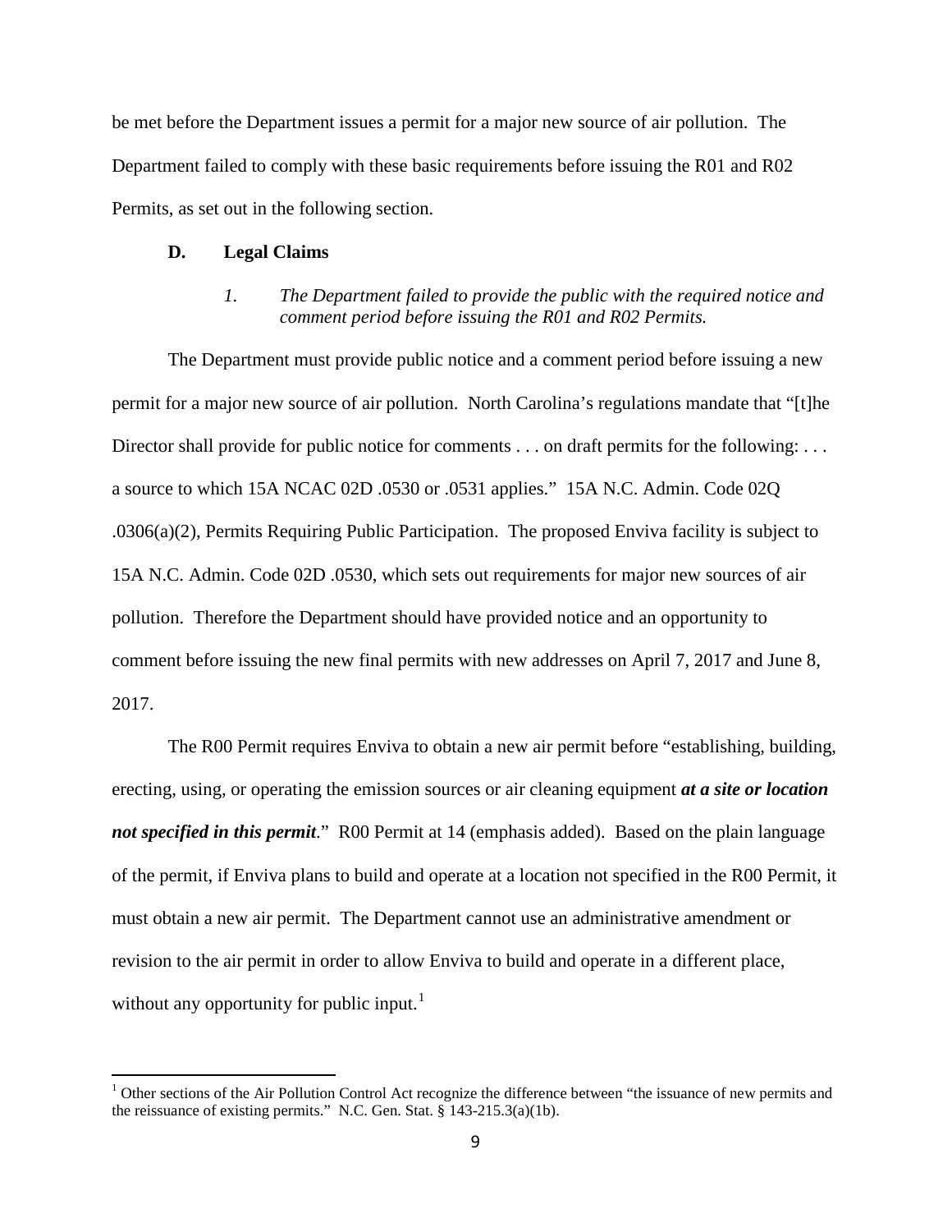be met before the Department issues a permit for a major new source of air pollution. The Department failed to comply with these basic requirements before issuing the R01 and R02 Permits, as set out in the following section.

### D. Legal Claims

#### *1. The Department failed to provide the public with the required notice and comment period before issuing the R01 and R02 Permits.*

The Department must provide public notice and a comment period before issuing a new permit for a major new source of air pollution. North Carolina's regulations mandate that "[t]he Director shall provide for public notice for comments . . . on draft permits for the following: . . . a source to which 15A NCAC 02D .0530 or .0531 applies." 15A N.C. Admin. Code 02Q .0306(a)(2), Permits Requiring Public Participation. The proposed Enviva facility is subject to 15A N.C. Admin. Code 02D .0530, which sets out requirements for major new sources of air pollution. Therefore the Department should have provided notice and an opportunity to comment before issuing the new final permits with new addresses on April 7, 2017 and June 8, 2017.

The R00 Permit requires Enviva to obtain a new air permit before "establishing, building, erecting, using, or operating the emission sources or air cleaning equipment ***at a site or location not specified in this permit***." R00 Permit at 14 (emphasis added). Based on the plain language of the permit, if Enviva plans to build and operate at a location not specified in the R00 Permit, it must obtain a new air permit. The Department cannot use an administrative amendment or revision to the air permit in order to allow Enviva to build and operate in a different place, without any opportunity for public input.[1]

[1] Other sections of the Air Pollution Control Act recognize the difference between "the issuance of new permits and the reissuance of existing permits." N.C. Gen. Stat. § 143-215.3(a)(1b).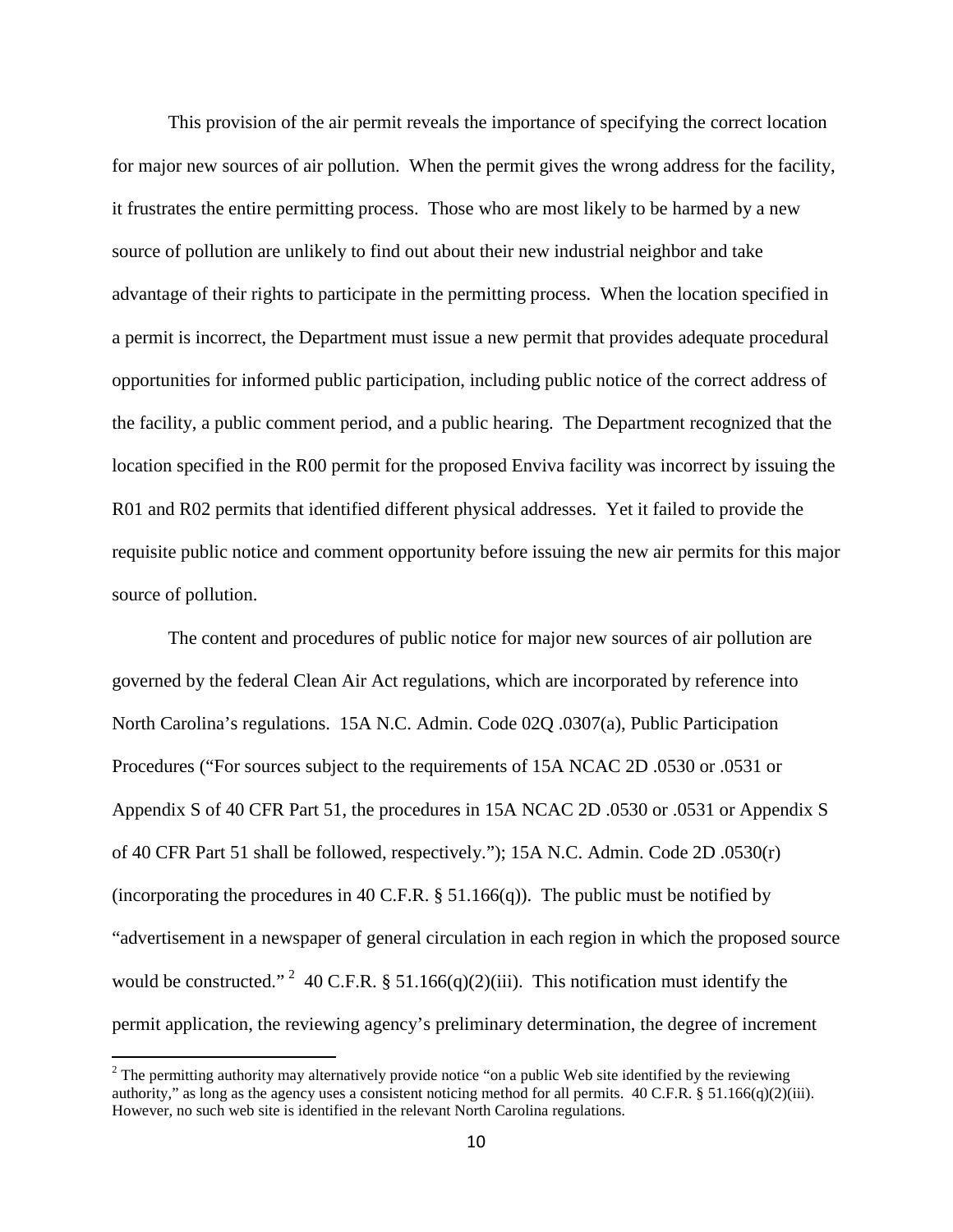This provision of the air permit reveals the importance of specifying the correct location for major new sources of air pollution. When the permit gives the wrong address for the facility, it frustrates the entire permitting process. Those who are most likely to be harmed by a new source of pollution are unlikely to find out about their new industrial neighbor and take advantage of their rights to participate in the permitting process. When the location specified in a permit is incorrect, the Department must issue a new permit that provides adequate procedural opportunities for informed public participation, including public notice of the correct address of the facility, a public comment period, and a public hearing. The Department recognized that the location specified in the R00 permit for the proposed Enviva facility was incorrect by issuing the R01 and R02 permits that identified different physical addresses. Yet it failed to provide the requisite public notice and comment opportunity before issuing the new air permits for this major source of pollution.

The content and procedures of public notice for major new sources of air pollution are governed by the federal Clean Air Act regulations, which are incorporated by reference into North Carolina's regulations. 15A N.C. Admin. Code 02Q .0307(a), Public Participation Procedures ("For sources subject to the requirements of 15A NCAC 2D .0530 or .0531 or Appendix S of 40 CFR Part 51, the procedures in 15A NCAC 2D .0530 or .0531 or Appendix S of 40 CFR Part 51 shall be followed, respectively."); 15A N.C. Admin. Code 2D .0530(r) (incorporating the procedures in 40 C.F.R. § 51.166(q)). The public must be notified by "advertisement in a newspaper of general circulation in each region in which the proposed source would be constructed." [2] 40 C.F.R. § 51.166(q)(2)(iii). This notification must identify the permit application, the reviewing agency's preliminary determination, the degree of increment

[2] The permitting authority may alternatively provide notice "on a public Web site identified by the reviewing authority," as long as the agency uses a consistent noticing method for all permits. 40 C.F.R. § 51.166(q)(2)(iii). However, no such web site is identified in the relevant North Carolina regulations.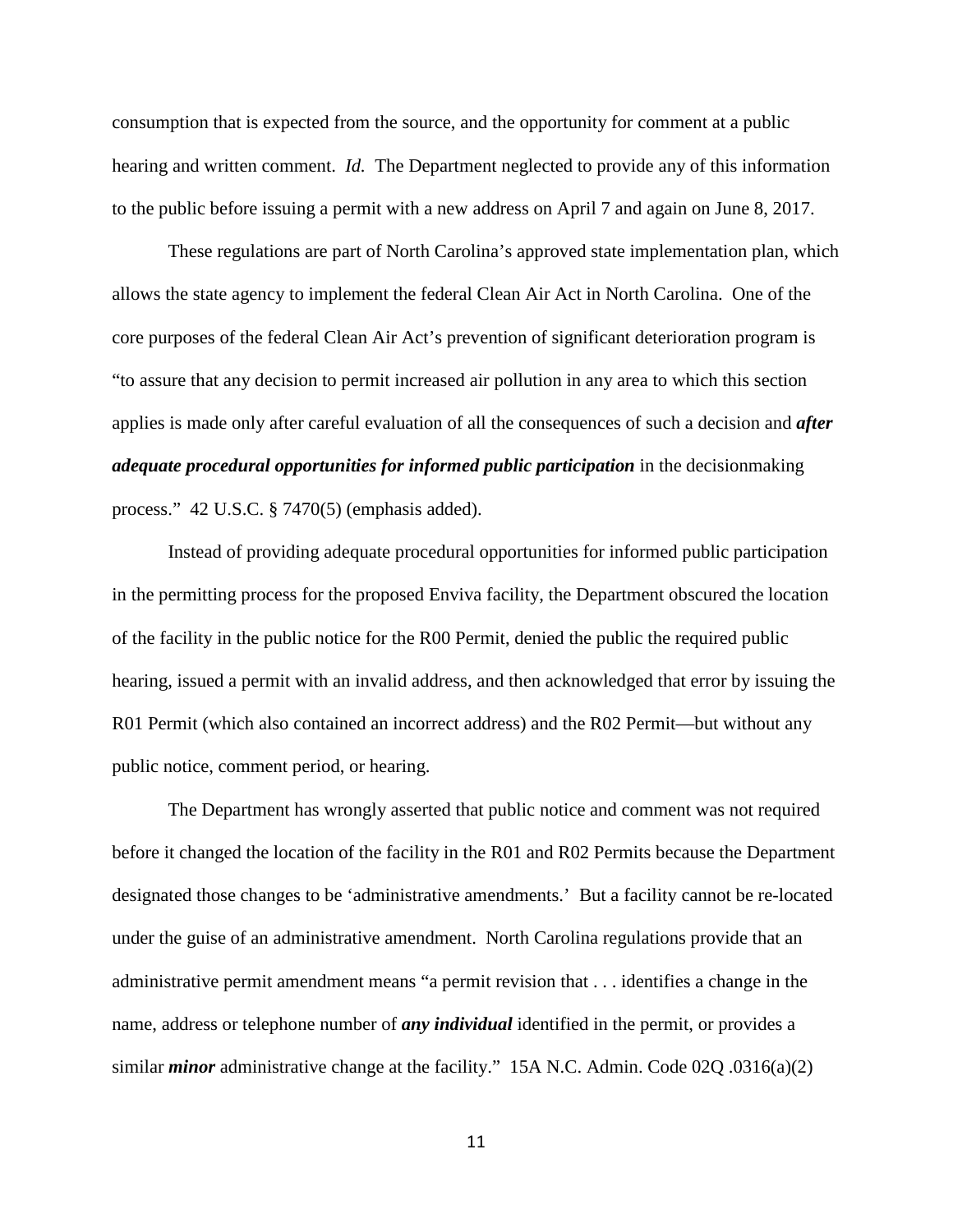consumption that is expected from the source, and the opportunity for comment at a public hearing and written comment. *Id.* The Department neglected to provide any of this information to the public before issuing a permit with a new address on April 7 and again on June 8, 2017.

These regulations are part of North Carolina's approved state implementation plan, which allows the state agency to implement the federal Clean Air Act in North Carolina. One of the core purposes of the federal Clean Air Act's prevention of significant deterioration program is "to assure that any decision to permit increased air pollution in any area to which this section applies is made only after careful evaluation of all the consequences of such a decision and ***after adequate procedural opportunities for informed public participation*** in the decisionmaking process." 42 U.S.C. § 7470(5) (emphasis added).

Instead of providing adequate procedural opportunities for informed public participation in the permitting process for the proposed Enviva facility, the Department obscured the location of the facility in the public notice for the R00 Permit, denied the public the required public hearing, issued a permit with an invalid address, and then acknowledged that error by issuing the R01 Permit (which also contained an incorrect address) and the R02 Permit—but without any public notice, comment period, or hearing.

The Department has wrongly asserted that public notice and comment was not required before it changed the location of the facility in the R01 and R02 Permits because the Department designated those changes to be 'administrative amendments.' But a facility cannot be re-located under the guise of an administrative amendment. North Carolina regulations provide that an administrative permit amendment means "a permit revision that . . . identifies a change in the name, address or telephone number of ***any individual*** identified in the permit, or provides a similar ***minor*** administrative change at the facility." 15A N.C. Admin. Code 02Q .0316(a)(2)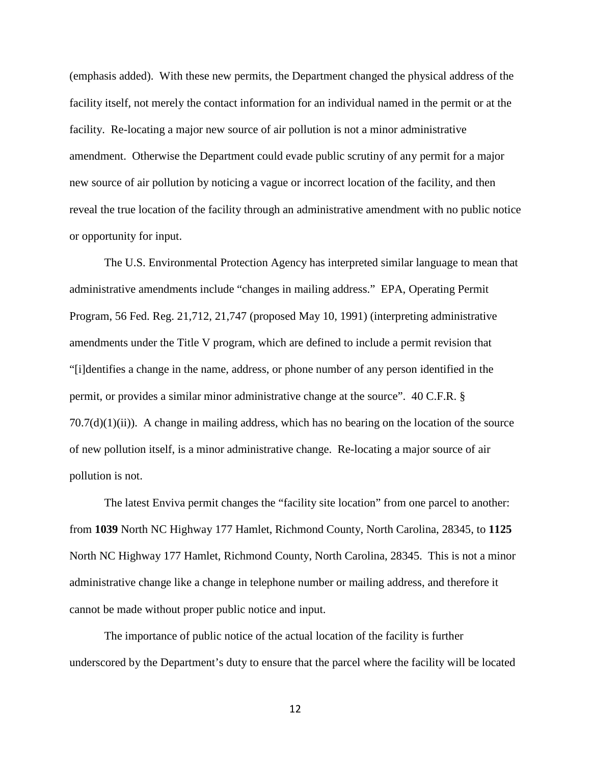(emphasis added). With these new permits, the Department changed the physical address of the facility itself, not merely the contact information for an individual named in the permit or at the facility. Re-locating a major new source of air pollution is not a minor administrative amendment. Otherwise the Department could evade public scrutiny of any permit for a major new source of air pollution by noticing a vague or incorrect location of the facility, and then reveal the true location of the facility through an administrative amendment with no public notice or opportunity for input.

The U.S. Environmental Protection Agency has interpreted similar language to mean that administrative amendments include "changes in mailing address." EPA, Operating Permit Program, 56 Fed. Reg. 21,712, 21,747 (proposed May 10, 1991) (interpreting administrative amendments under the Title V program, which are defined to include a permit revision that "[i]dentifies a change in the name, address, or phone number of any person identified in the permit, or provides a similar minor administrative change at the source". 40 C.F.R. § 70.7(d)(1)(ii)). A change in mailing address, which has no bearing on the location of the source of new pollution itself, is a minor administrative change. Re-locating a major source of air pollution is not.

The latest Enviva permit changes the "facility site location" from one parcel to another: from **1039** North NC Highway 177 Hamlet, Richmond County, North Carolina, 28345, to **1125** North NC Highway 177 Hamlet, Richmond County, North Carolina, 28345. This is not a minor administrative change like a change in telephone number or mailing address, and therefore it cannot be made without proper public notice and input.

The importance of public notice of the actual location of the facility is further underscored by the Department's duty to ensure that the parcel where the facility will be located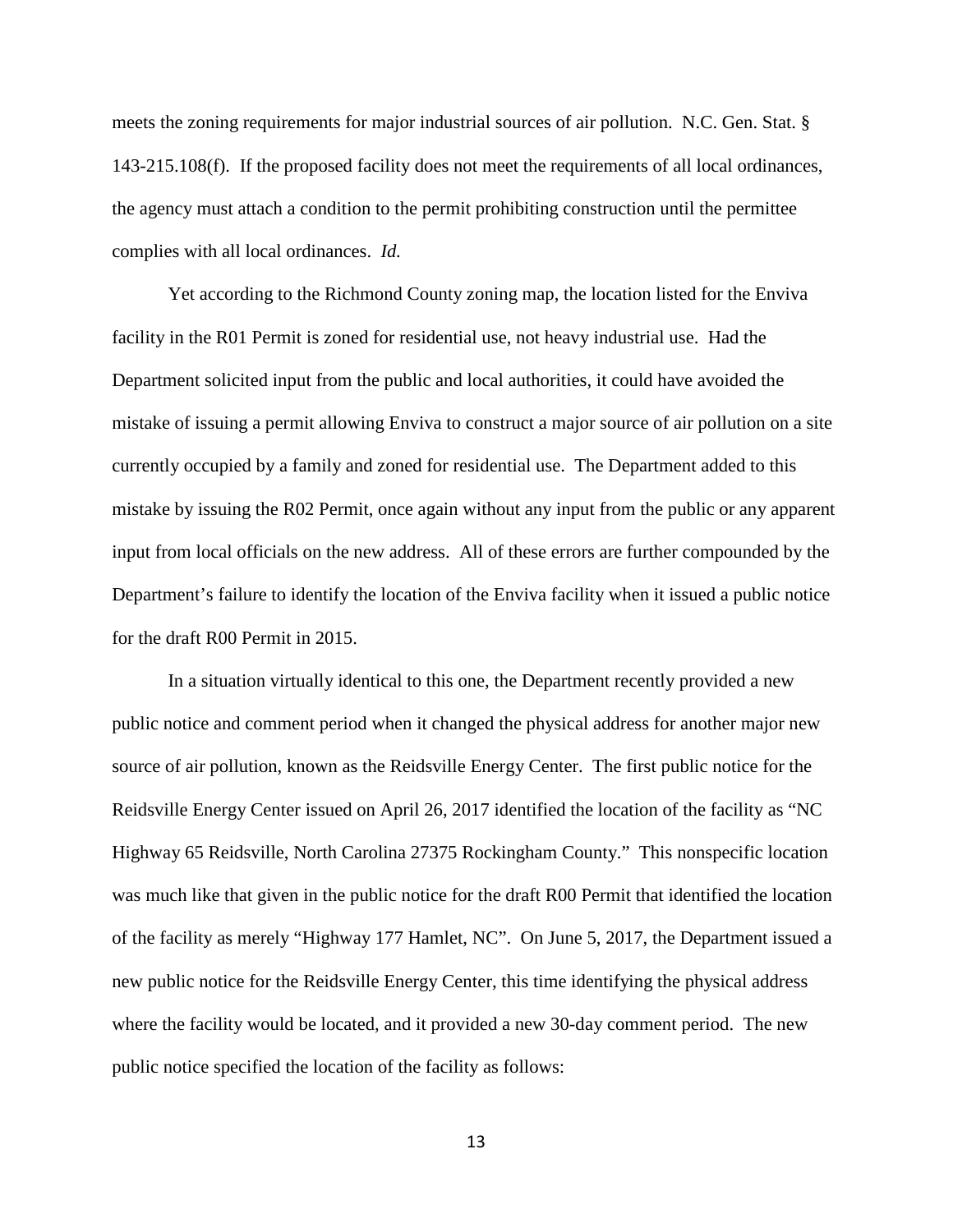meets the zoning requirements for major industrial sources of air pollution. N.C. Gen. Stat. § 143-215.108(f). If the proposed facility does not meet the requirements of all local ordinances, the agency must attach a condition to the permit prohibiting construction until the permittee complies with all local ordinances. *Id.*

Yet according to the Richmond County zoning map, the location listed for the Enviva facility in the R01 Permit is zoned for residential use, not heavy industrial use. Had the Department solicited input from the public and local authorities, it could have avoided the mistake of issuing a permit allowing Enviva to construct a major source of air pollution on a site currently occupied by a family and zoned for residential use. The Department added to this mistake by issuing the R02 Permit, once again without any input from the public or any apparent input from local officials on the new address. All of these errors are further compounded by the Department's failure to identify the location of the Enviva facility when it issued a public notice for the draft R00 Permit in 2015.

In a situation virtually identical to this one, the Department recently provided a new public notice and comment period when it changed the physical address for another major new source of air pollution, known as the Reidsville Energy Center. The first public notice for the Reidsville Energy Center issued on April 26, 2017 identified the location of the facility as "NC Highway 65 Reidsville, North Carolina 27375 Rockingham County." This nonspecific location was much like that given in the public notice for the draft R00 Permit that identified the location of the facility as merely "Highway 177 Hamlet, NC". On June 5, 2017, the Department issued a new public notice for the Reidsville Energy Center, this time identifying the physical address where the facility would be located, and it provided a new 30-day comment period. The new public notice specified the location of the facility as follows: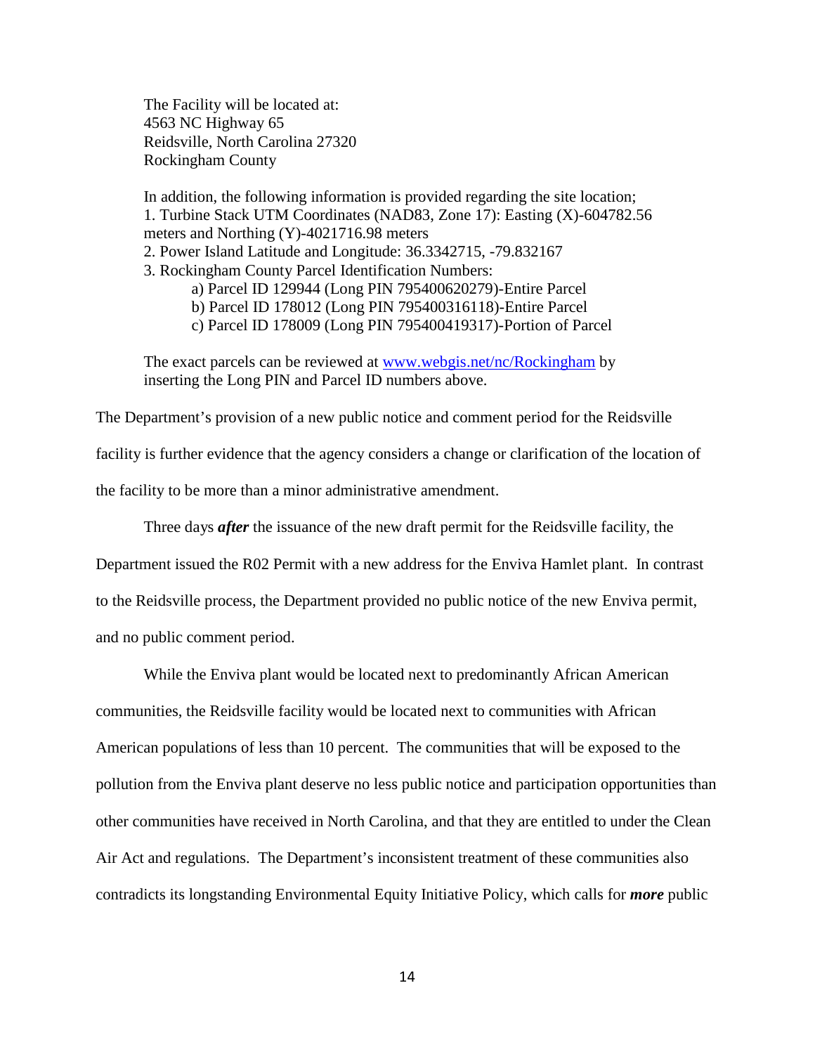The Facility will be located at:
4563 NC Highway 65
Reidsville, North Carolina 27320
Rockingham County

In addition, the following information is provided regarding the site location;
1. Turbine Stack UTM Coordinates (NAD83, Zone 17): Easting (X)-604782.56 meters and Northing (Y)-4021716.98 meters
2. Power Island Latitude and Longitude: 36.3342715, -79.832167
3. Rockingham County Parcel Identification Numbers:
    a) Parcel ID 129944 (Long PIN 795400620279)-Entire Parcel
    b) Parcel ID 178012 (Long PIN 795400316118)-Entire Parcel
    c) Parcel ID 178009 (Long PIN 795400419317)-Portion of Parcel

The exact parcels can be reviewed at [www.webgis.net/nc/Rockingham](http://www.webgis.net/nc/Rockingham) by inserting the Long PIN and Parcel ID numbers above.

The Department's provision of a new public notice and comment period for the Reidsville facility is further evidence that the agency considers a change or clarification of the location of the facility to be more than a minor administrative amendment.

Three days ***after*** the issuance of the new draft permit for the Reidsville facility, the Department issued the R02 Permit with a new address for the Enviva Hamlet plant. In contrast to the Reidsville process, the Department provided no public notice of the new Enviva permit, and no public comment period.

While the Enviva plant would be located next to predominantly African American communities, the Reidsville facility would be located next to communities with African American populations of less than 10 percent. The communities that will be exposed to the pollution from the Enviva plant deserve no less public notice and participation opportunities than other communities have received in North Carolina, and that they are entitled to under the Clean Air Act and regulations. The Department's inconsistent treatment of these communities also contradicts its longstanding Environmental Equity Initiative Policy, which calls for ***more*** public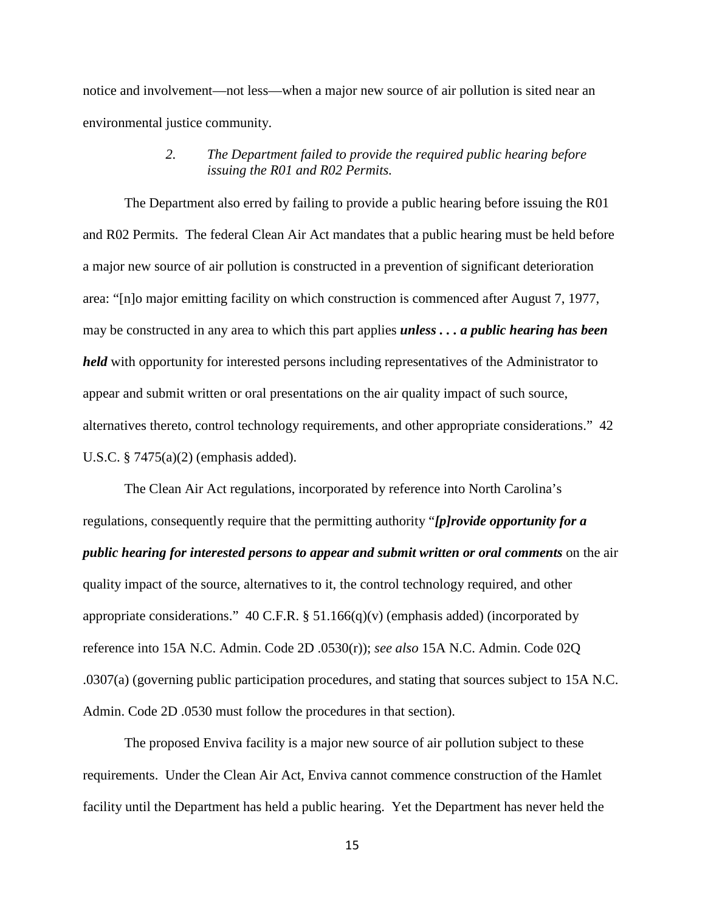notice and involvement—not less—when a major new source of air pollution is sited near an environmental justice community.

*2. The Department failed to provide the required public hearing before issuing the R01 and R02 Permits.*

The Department also erred by failing to provide a public hearing before issuing the R01 and R02 Permits. The federal Clean Air Act mandates that a public hearing must be held before a major new source of air pollution is constructed in a prevention of significant deterioration area: "[n]o major emitting facility on which construction is commenced after August 7, 1977, may be constructed in any area to which this part applies ***unless . . . a public hearing has been held*** with opportunity for interested persons including representatives of the Administrator to appear and submit written or oral presentations on the air quality impact of such source, alternatives thereto, control technology requirements, and other appropriate considerations." 42 U.S.C. § 7475(a)(2) (emphasis added).

The Clean Air Act regulations, incorporated by reference into North Carolina's regulations, consequently require that the permitting authority "***[p]rovide opportunity for a public hearing for interested persons to appear and submit written or oral comments*** on the air quality impact of the source, alternatives to it, the control technology required, and other appropriate considerations." 40 C.F.R. § 51.166(q)(v) (emphasis added) (incorporated by reference into 15A N.C. Admin. Code 2D .0530(r)); *see also* 15A N.C. Admin. Code 02Q .0307(a) (governing public participation procedures, and stating that sources subject to 15A N.C. Admin. Code 2D .0530 must follow the procedures in that section).

The proposed Enviva facility is a major new source of air pollution subject to these requirements. Under the Clean Air Act, Enviva cannot commence construction of the Hamlet facility until the Department has held a public hearing. Yet the Department has never held the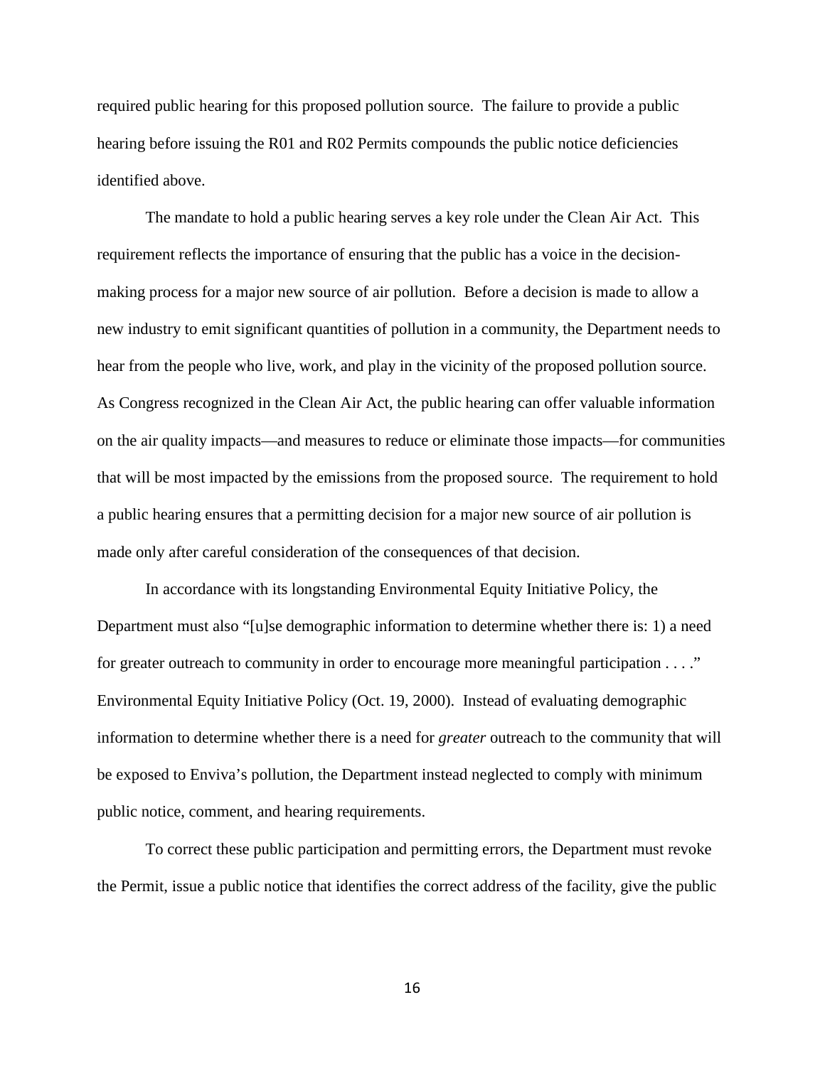required public hearing for this proposed pollution source. The failure to provide a public hearing before issuing the R01 and R02 Permits compounds the public notice deficiencies identified above.

The mandate to hold a public hearing serves a key role under the Clean Air Act. This requirement reflects the importance of ensuring that the public has a voice in the decision-making process for a major new source of air pollution. Before a decision is made to allow a new industry to emit significant quantities of pollution in a community, the Department needs to hear from the people who live, work, and play in the vicinity of the proposed pollution source. As Congress recognized in the Clean Air Act, the public hearing can offer valuable information on the air quality impacts—and measures to reduce or eliminate those impacts—for communities that will be most impacted by the emissions from the proposed source. The requirement to hold a public hearing ensures that a permitting decision for a major new source of air pollution is made only after careful consideration of the consequences of that decision.

In accordance with its longstanding Environmental Equity Initiative Policy, the Department must also "[u]se demographic information to determine whether there is: 1) a need for greater outreach to community in order to encourage more meaningful participation . . . ." Environmental Equity Initiative Policy (Oct. 19, 2000). Instead of evaluating demographic information to determine whether there is a need for *greater* outreach to the community that will be exposed to Enviva's pollution, the Department instead neglected to comply with minimum public notice, comment, and hearing requirements.

To correct these public participation and permitting errors, the Department must revoke the Permit, issue a public notice that identifies the correct address of the facility, give the public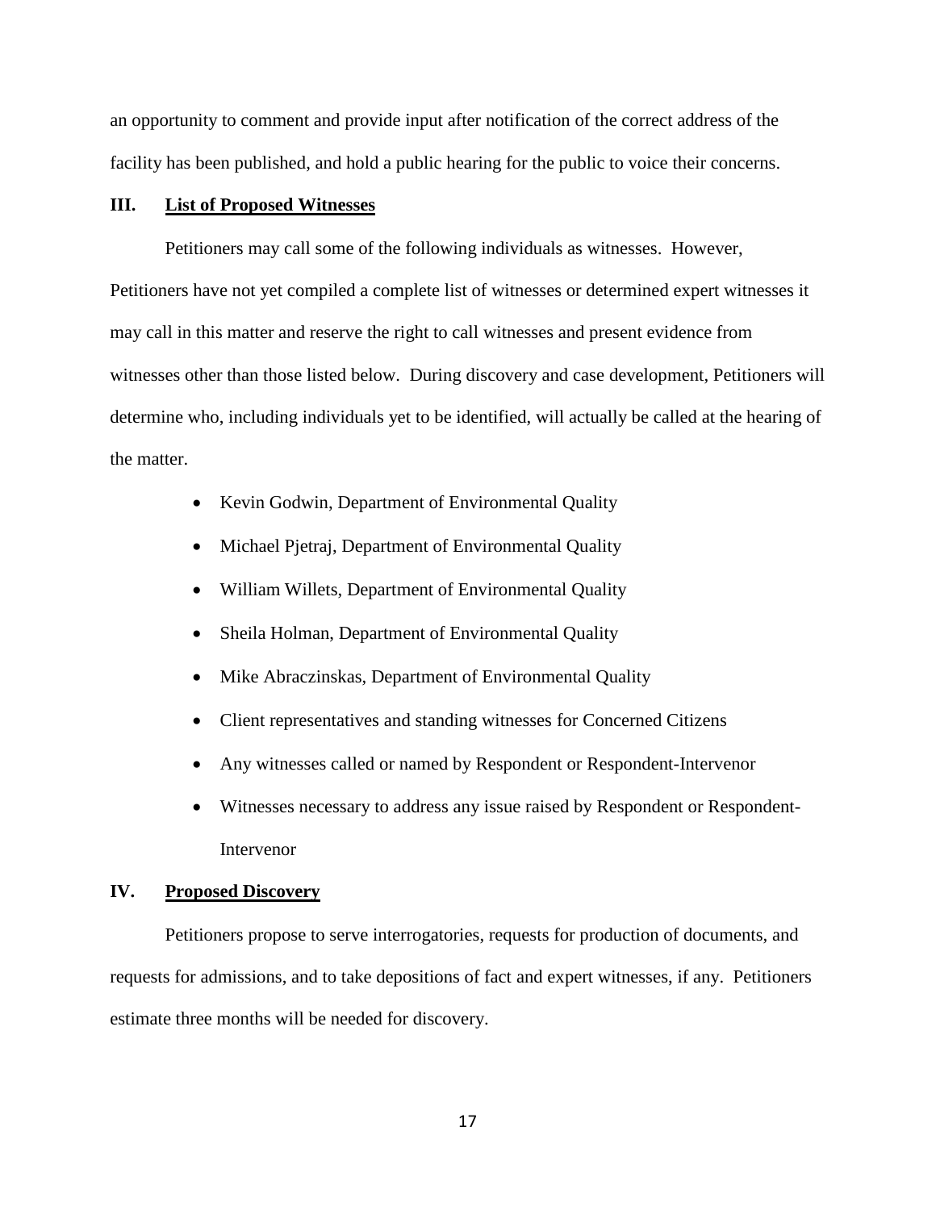an opportunity to comment and provide input after notification of the correct address of the facility has been published, and hold a public hearing for the public to voice their concerns.

## III. List of Proposed Witnesses

Petitioners may call some of the following individuals as witnesses. However, Petitioners have not yet compiled a complete list of witnesses or determined expert witnesses it may call in this matter and reserve the right to call witnesses and present evidence from witnesses other than those listed below. During discovery and case development, Petitioners will determine who, including individuals yet to be identified, will actually be called at the hearing of the matter.

- Kevin Godwin, Department of Environmental Quality
- Michael Pjetraj, Department of Environmental Quality
- William Willets, Department of Environmental Quality
- Sheila Holman, Department of Environmental Quality
- Mike Abraczinskas, Department of Environmental Quality
- Client representatives and standing witnesses for Concerned Citizens
- Any witnesses called or named by Respondent or Respondent-Intervenor
- Witnesses necessary to address any issue raised by Respondent or Respondent-Intervenor

## IV. Proposed Discovery

Petitioners propose to serve interrogatories, requests for production of documents, and requests for admissions, and to take depositions of fact and expert witnesses, if any. Petitioners estimate three months will be needed for discovery.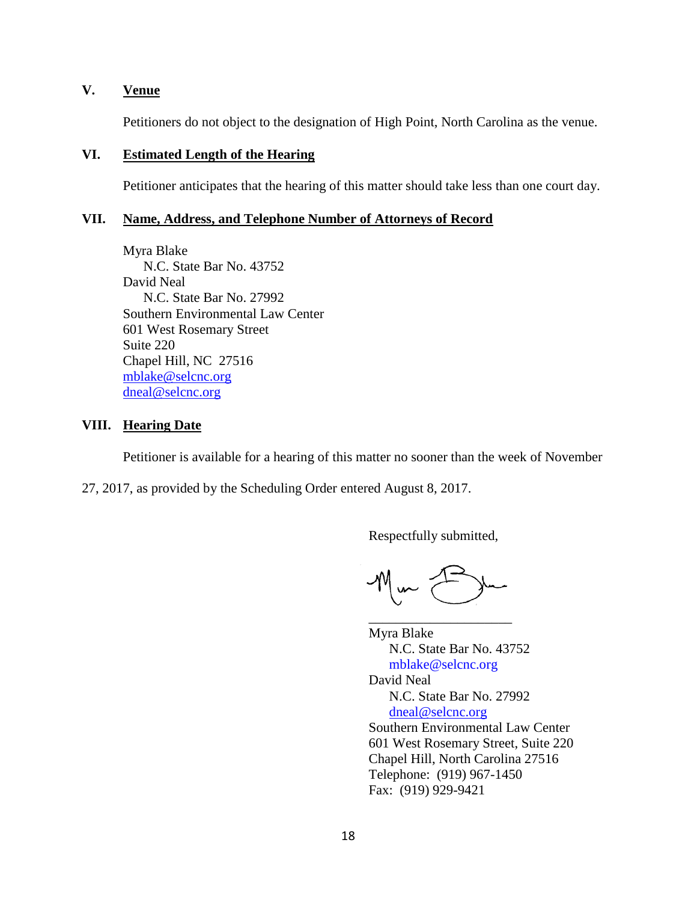### V. Venue

Petitioners do not object to the designation of High Point, North Carolina as the venue.

### VI. Estimated Length of the Hearing

Petitioner anticipates that the hearing of this matter should take less than one court day.

### VII. Name, Address, and Telephone Number of Attorneys of Record

Myra Blake  
N.C. State Bar No. 43752  
David Neal  
N.C. State Bar No. 27992  
Southern Environmental Law Center  
601 West Rosemary Street  
Suite 220  
Chapel Hill, NC 27516  
mblake@selcnc.org  
dneal@selcnc.org

### VIII. Hearing Date

Petitioner is available for a hearing of this matter no sooner than the week of November 27, 2017, as provided by the Scheduling Order entered August 8, 2017.

Respectfully submitted,

\_\_\_\_\_\_\_\_\_\_\_\_\_\_\_\_\_\_\_\_\_\_  
Myra Blake  
N.C. State Bar No. 43752  
mblake@selcnc.org  
David Neal  
N.C. State Bar No. 27992  
dneal@selcnc.org  
Southern Environmental Law Center  
601 West Rosemary Street, Suite 220  
Chapel Hill, North Carolina 27516  
Telephone: (919) 967-1450  
Fax: (919) 929-9421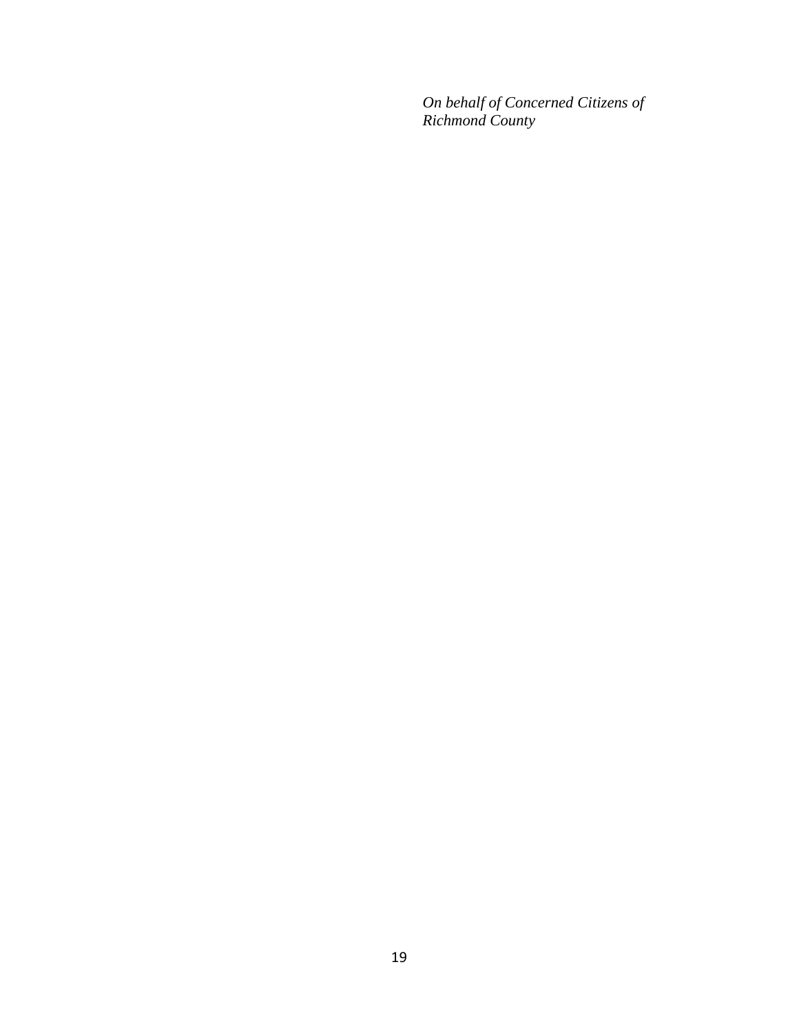*On behalf of Concerned Citizens of Richmond County*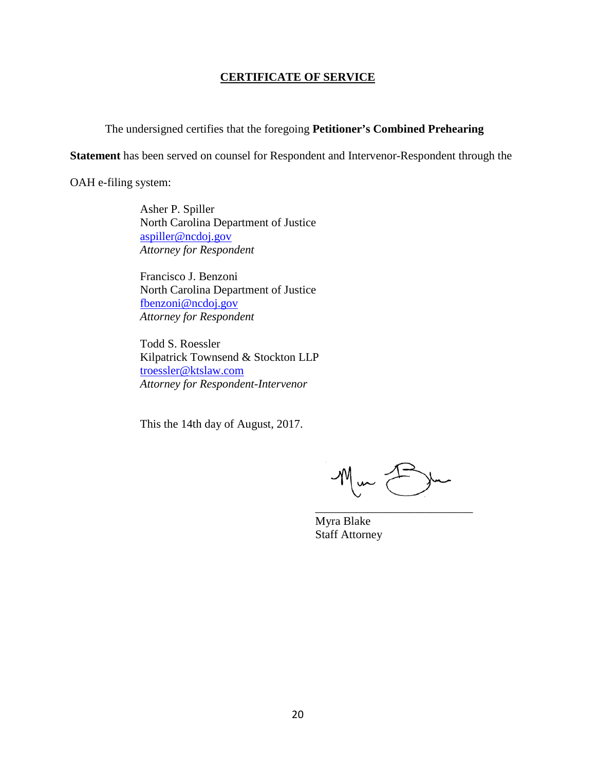## CERTIFICATE OF SERVICE

The undersigned certifies that the foregoing **Petitioner's Combined Prehearing Statement** has been served on counsel for Respondent and Intervenor-Respondent through the OAH e-filing system:

Asher P. Spiller
North Carolina Department of Justice
aspiller@ncdoj.gov
*Attorney for Respondent*

Francisco J. Benzoni
North Carolina Department of Justice
fbenzoni@ncdoj.gov
*Attorney for Respondent*

Todd S. Roessler
Kilpatrick Townsend & Stockton LLP
troessler@ktslaw.com
*Attorney for Respondent-Intervenor*

This the 14th day of August, 2017.

___________________________
Myra Blake
Staff Attorney